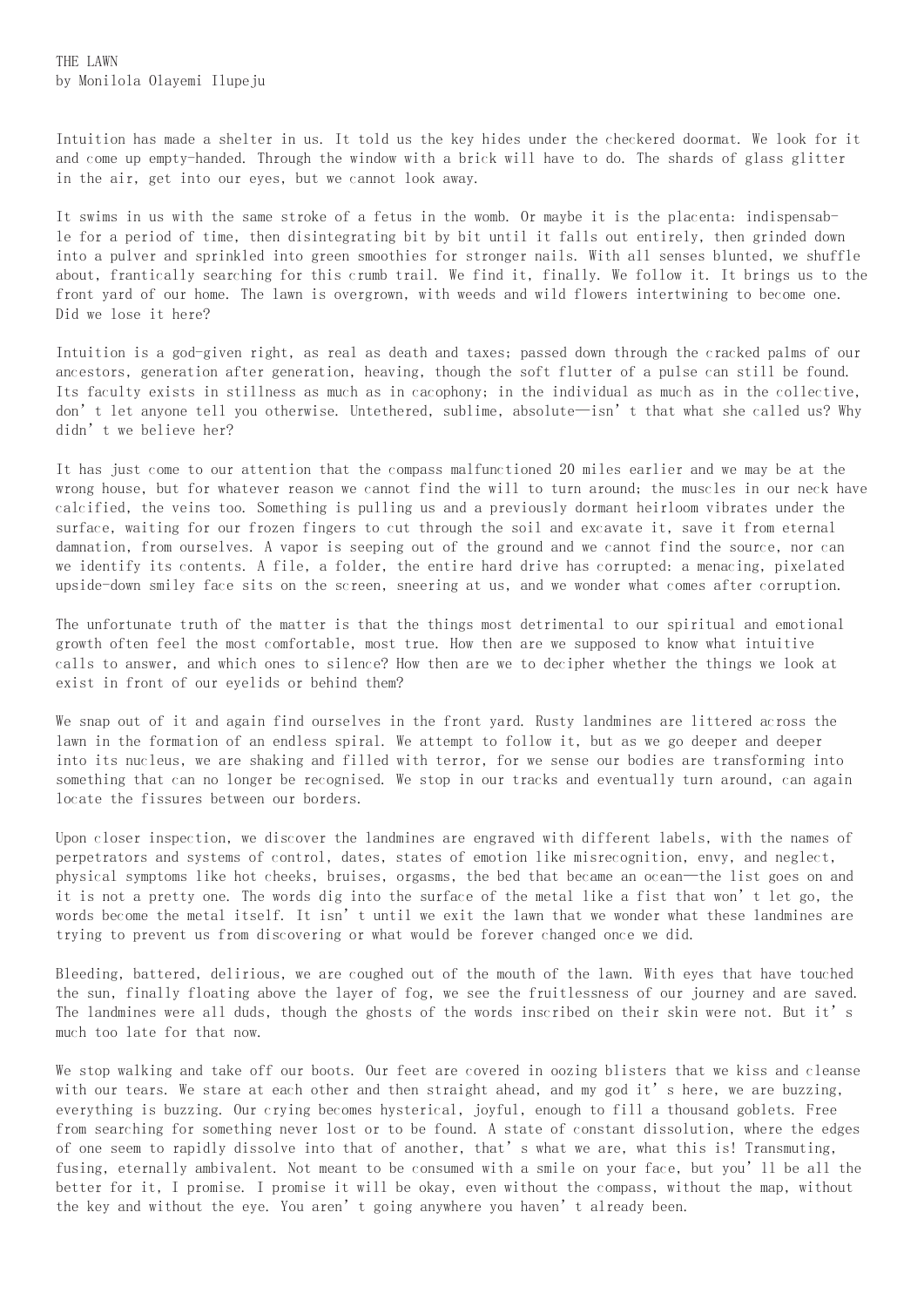# THE LAWN

by Monilola Olayemi Ilupeju

Intuition has made a shelter in us. It told us the key hides under the checkered doormat. We look for it and come up empty-handed. Through the window with a brick will have to do. The shards of glass glitter in the air, get into our eyes, but we cannot look away.

It swims in us with the same stroke of a fetus in the womb. Or maybe it is the placenta: indispensable for a period of time, then disintegrating bit by bit until it falls out entirely, then grinded down into a pulver and sprinkled into green smoothies for stronger nails. With all senses blunted, we shuffle about, frantically searching for this crumb trail. We find it, finally. We follow it. It brings us to the front yard of our home. The lawn is overgrown, with weeds and wild flowers intertwining to become one. Did we lose it here?

Intuition is a god-given right, as real as death and taxes; passed down through the cracked palms of our ancestors, generation after generation, heaving, though the soft flutter of a pulse can still be found. Its faculty exists in stillness as much as in cacophony; in the individual as much as in the collective, don't let anyone tell you otherwise. Untethered, sublime, absolute—isn't that what she called us? Why didn't we believe her?

It has just come to our attention that the compass malfunctioned 20 miles earlier and we may be at the wrong house, but for whatever reason we cannot find the will to turn around; the muscles in our neck have calcified, the veins too. Something is pulling us and a previously dormant heirloom vibrates under the surface, waiting for our frozen fingers to cut through the soil and excavate it, save it from eternal damnation, from ourselves. A vapor is seeping out of the ground and we cannot find the source, nor can we identify its contents. A file, a folder, the entire hard drive has corrupted: a menacing, pixelated upside-down smiley face sits on the screen, sneering at us, and we wonder what comes after corruption.

The unfortunate truth of the matter is that the things most detrimental to our spiritual and emotional growth often feel the most comfortable, most true. How then are we supposed to know what intuitive calls to answer, and which ones to silence? How then are we to decipher whether the things we look at exist in front of our eyelids or behind them?

We snap out of it and again find ourselves in the front yard. Rusty landmines are littered across the lawn in the formation of an endless spiral. We attempt to follow it, but as we go deeper and deeper into its nucleus, we are shaking and filled with terror, for we sense our bodies are transforming into something that can no longer be recognised. We stop in our tracks and eventually turn around, can again locate the fissures between our borders.

Upon closer inspection, we discover the landmines are engraved with different labels, with the names of perpetrators and systems of control, dates, states of emotion like misrecognition, envy, and neglect, physical symptoms like hot cheeks, bruises, orgasms, the bed that became an ocean—the list goes on and it is not a pretty one. The words dig into the surface of the metal like a fist that won't let go, the words become the metal itself. It isn't until we exit the lawn that we wonder what these landmines are trying to prevent us from discovering or what would be forever changed once we did.

Bleeding, battered, delirious, we are coughed out of the mouth of the lawn. With eyes that have touched the sun, finally floating above the layer of fog, we see the fruitlessness of our journey and are saved. The landmines were all duds, though the ghosts of the words inscribed on their skin were not. But it's much too late for that now.

We stop walking and take off our boots. Our feet are covered in oozing blisters that we kiss and cleanse with our tears. We stare at each other and then straight ahead, and my god it's here, we are buzzing, everything is buzzing. Our crying becomes hysterical, joyful, enough to fill a thousand goblets. Free from searching for something never lost or to be found. A state of constant dissolution, where the edges of one seem to rapidly dissolve into that of another, that's what we are, what this is! Transmuting, fusing, eternally ambivalent. Not meant to be consumed with a smile on your face, but you'll be all the better for it, I promise. I promise it will be okay, even without the compass, without the map, without the key and without the eye. You aren't going anywhere you haven't already been.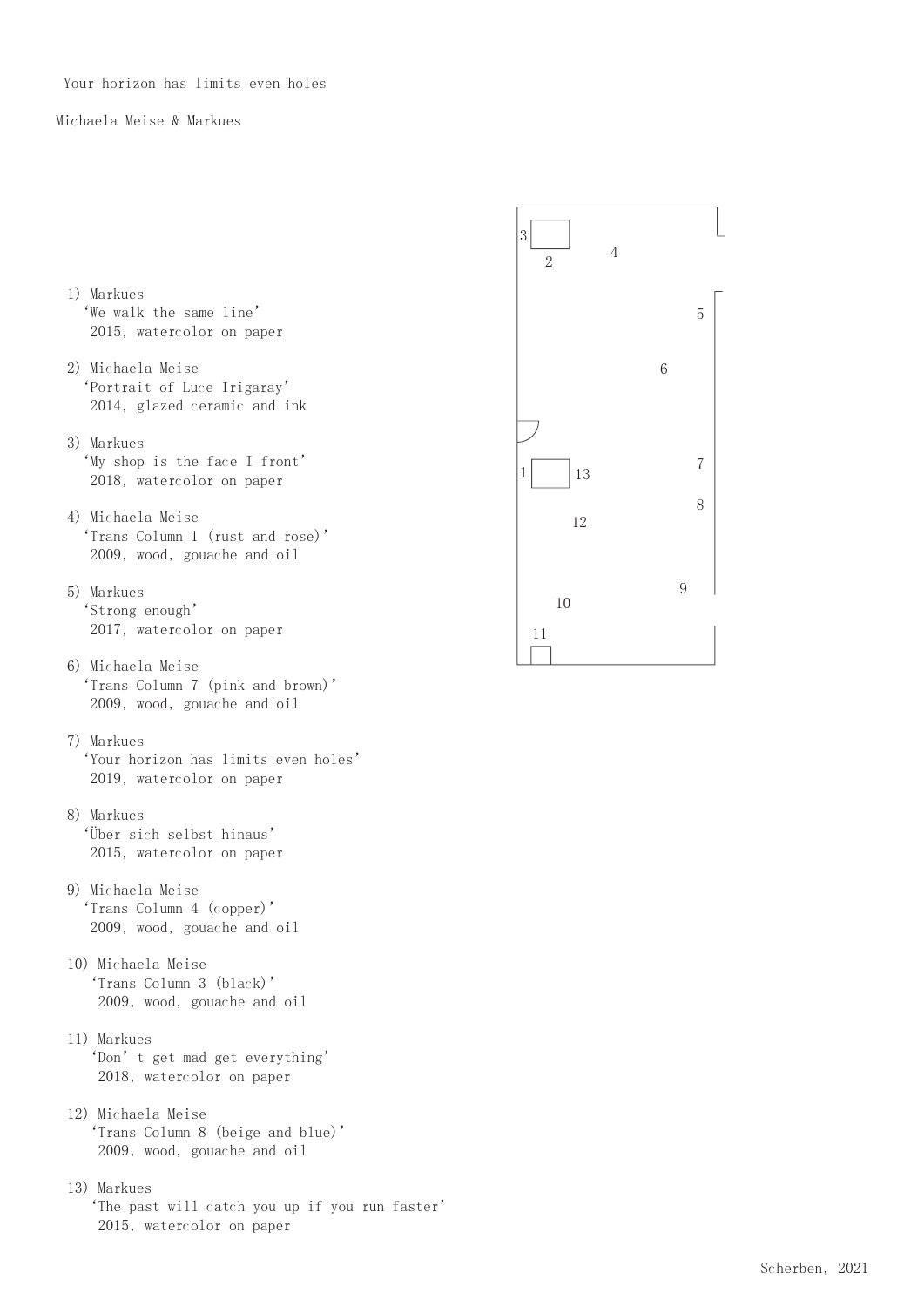Your horizon has limits even holes

Michaela Meise & Markues

1) Markues
   'We walk the same line'
   2015, watercolor on paper

2) Michaela Meise
   'Portrait of Luce Irigaray'
   2014, glazed ceramic and ink

3) Markues
   'My shop is the face I front'
   2018, watercolor on paper

4) Michaela Meise
   'Trans Column 1 (rust and rose)'
   2009, wood, gouache and oil

5) Markues
   'Strong enough'
   2017, watercolor on paper

6) Michaela Meise
   'Trans Column 7 (pink and brown)'
   2009, wood, gouache and oil

7) Markues
   'Your horizon has limits even holes'
   2019, watercolor on paper

8) Markues
   'Über sich selbst hinaus'
   2015, watercolor on paper

9) Michaela Meise
   'Trans Column 4 (copper)'
   2009, wood, gouache and oil

10) Michaela Meise
    'Trans Column 3 (black)'
    2009, wood, gouache and oil

11) Markues
    'Don't get mad get everything'
    2018, watercolor on paper

12) Michaela Meise
    'Trans Column 8 (beige and blue)'
    2009, wood, gouache and oil

13) Markues
    'The past will catch you up if you run faster'
    2015, watercolor on paper

3 2 4 5 6 1 13 7 8 12 9 10 11

Scherben, 2021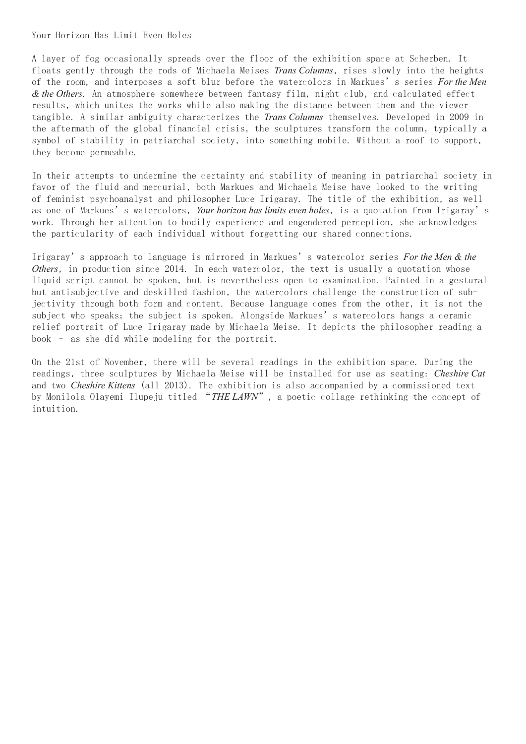# Your Horizon Has Limit Even Holes

A layer of fog occasionally spreads over the floor of the exhibition space at Scherben. It floats gently through the rods of Michaela Meises *Trans Columns*, rises slowly into the heights of the room, and interposes a soft blur before the watercolors in Markues's series *For the Men & the Others*. An atmosphere somewhere between fantasy film, night club, and calculated effect results, which unites the works while also making the distance between them and the viewer tangible. A similar ambiguity characterizes the *Trans Columns* themselves. Developed in 2009 in the aftermath of the global financial crisis, the sculptures transform the column, typically a symbol of stability in patriarchal society, into something mobile. Without a roof to support, they become permeable.

In their attempts to undermine the certainty and stability of meaning in patriarchal society in favor of the fluid and mercurial, both Markues and Michaela Meise have looked to the writing of feminist psychoanalyst and philosopher Luce Irigaray. The title of the exhibition, as well as one of Markues's watercolors, *Your horizon has limits even holes*, is a quotation from Irigaray's work. Through her attention to bodily experience and engendered perception, she acknowledges the particularity of each individual without forgetting our shared connections.

Irigaray's approach to language is mirrored in Markues's watercolor series *For the Men & the Others*, in production since 2014. In each watercolor, the text is usually a quotation whose liquid script cannot be spoken, but is nevertheless open to examination. Painted in a gestural but antisubjective and deskilled fashion, the watercolors challenge the construction of subjectivity through both form and content. Because language comes from the other, it is not the subject who speaks; the subject is spoken. Alongside Markues's watercolors hangs a ceramic relief portrait of Luce Irigaray made by Michaela Meise. It depicts the philosopher reading a book – as she did while modeling for the portrait.

On the 21st of November, there will be several readings in the exhibition space. During the readings, three sculptures by Michaela Meise will be installed for use as seating: *Cheshire Cat* and two *Cheshire Kittens* (all 2013). The exhibition is also accompanied by a commissioned text by Monilola Olayemi Ilupeju titled "*THE LAWN*", a poetic collage rethinking the concept of intuition.